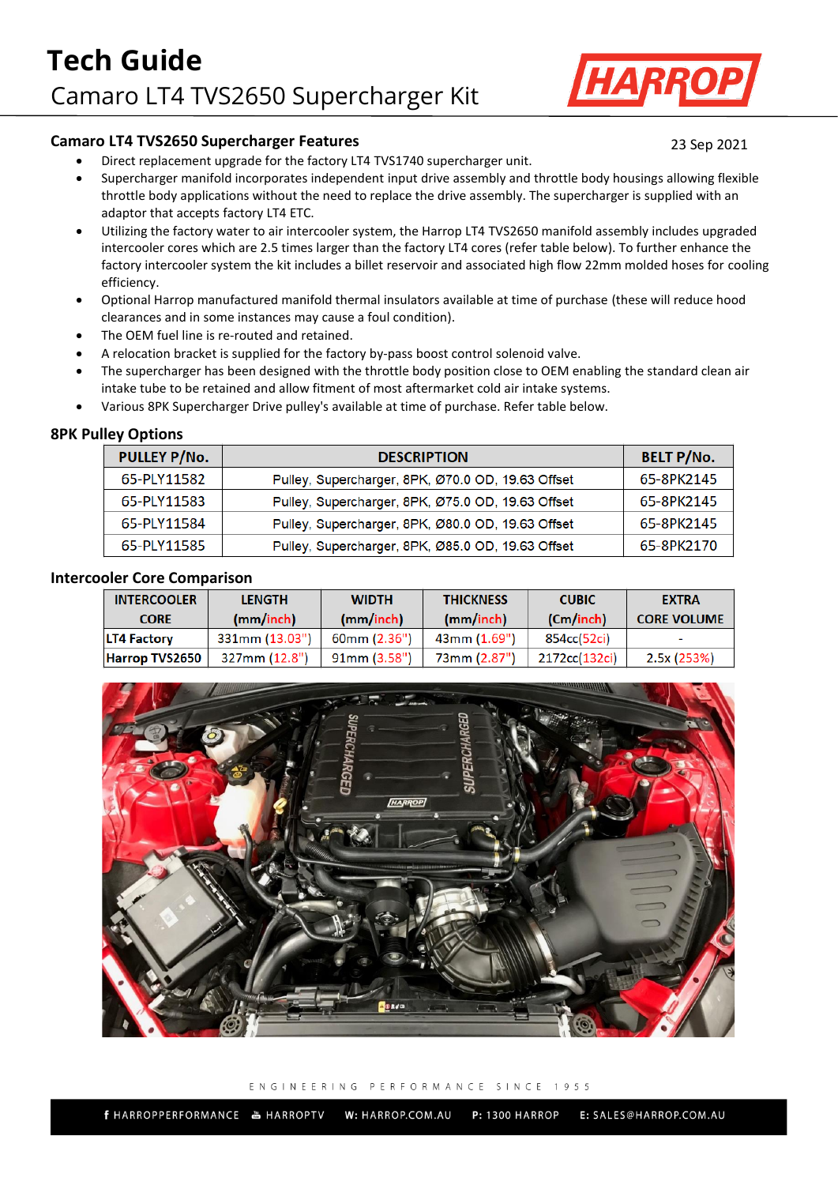# Tech Guide

## Camaro LT4 TVS2650 Supercharger Kit

### Camaro LT4 TVS2650 Supercharger Features

23 Sep 2021

- Direct replacement upgrade for the factory LT4 TVS1740 supercharger unit.
- Supercharger manifold incorporates independent input drive assembly and throttle body housings allowing flexible throttle body applications without the need to replace the drive assembly. The supercharger is supplied with an adaptor that accepts factory LT4 ETC.
- Utilizing the factory water to air intercooler system, the Harrop LT4 TVS2650 manifold assembly includes upgraded intercooler cores which are 2.5 times larger than the factory LT4 cores (refer table below). To further enhance the factory intercooler system the kit includes a billet reservoir and associated high flow 22mm molded hoses for cooling efficiency.
- Optional Harrop manufactured manifold thermal insulators available at time of purchase (these will reduce hood clearances and in some instances may cause a foul condition).
- The OEM fuel line is re-routed and retained.
- A relocation bracket is supplied for the factory by-pass boost control solenoid valve.
- The supercharger has been designed with the throttle body position close to OEM enabling the standard clean air intake tube to be retained and allow fitment of most aftermarket cold air intake systems.
- Various 8PK Supercharger Drive pulley's available at time of purchase. Refer table below.

### 8PK Pulley Options

| PULLEY P/No. | DESCRIPTION | BELT P/No. |
|---|---|---|
| 65-PLY11582 | Pulley, Supercharger, 8PK, Ø70.0 OD, 19.63 Offset | 65-8PK2145 |
| 65-PLY11583 | Pulley, Supercharger, 8PK, Ø75.0 OD, 19.63 Offset | 65-8PK2145 |
| 65-PLY11584 | Pulley, Supercharger, 8PK, Ø80.0 OD, 19.63 Offset | 65-8PK2145 |
| 65-PLY11585 | Pulley, Supercharger, 8PK, Ø85.0 OD, 19.63 Offset | 65-8PK2170 |

### Intercooler Core Comparison

| INTERCOOLER CORE | LENGTH (mm/inch) | WIDTH (mm/inch) | THICKNESS (mm/inch) | CUBIC (Cm/inch) | EXTRA CORE VOLUME |
|---|---|---|---|---|---|
| LT4 Factory | 331mm (13.03") | 60mm (2.36") | 43mm (1.69") | 854cc(52ci) | - |
| Harrop TVS2650 | 327mm (12.8") | 91mm (3.58") | 73mm (2.87") | 2172cc(132ci) | 2.5x (253%) |

ENGINEERING PERFORMANCE SINCE 1955

HARROPPERFORMANCE HARROPTV W: HARROP.COM.AU P: 1300 HARROP E: SALES@HARROP.COM.AU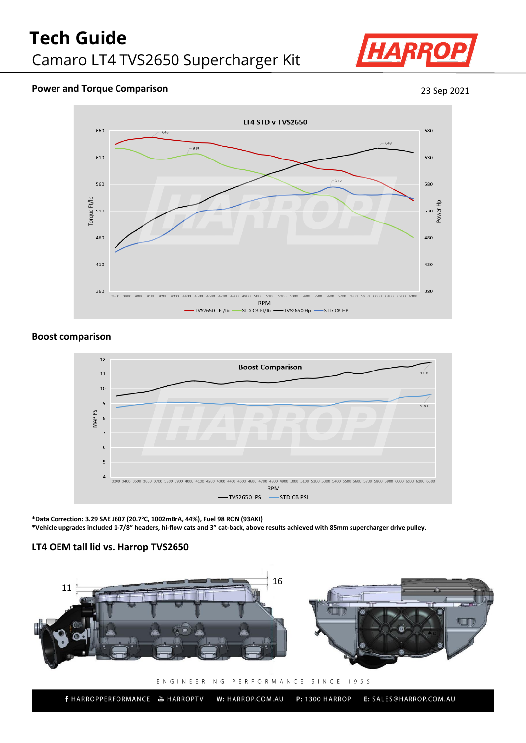# Tech Guide

Camaro LT4 TVS2650 Supercharger Kit

## Power and Torque Comparison

23 Sep 2021

LT4 STD v TVS2650

660
610
560
510
460
410
360

680
630
580
530
480
430
380

Torque Ft/lb

Power Hp

648
615
648
575

3800 3900 4000 4100 4200 4300 4400 4500 4600 4700 4800 4900 5000 5100 5200 5300 5400 5500 5600 5700 5800 5900 6000 6100 6200 6300

RPM

TVS2650 Ft/lb — STD-CB Ft/lb — TVS2650 Hp — STD-CB HP

## Boost comparison

Boost Comparison

12
11
10
9
8
7
6
5
4

MAP PSI

11.8
9.61

3300 3400 3500 3600 3700 3800 3900 4000 4100 4200 4300 4400 4500 4600 4700 4800 4900 5000 5100 5200 5300 5400 5500 5600 5700 5800 5900 6000 6100 6200 6300

RPM

TVS2650 PSI — STD-CB PSI

**\*Data Correction: 3.29 SAE J607 (20.7°C, 1002mBrA, 44%), Fuel 98 RON (93AKI)**
**\*Vehicle upgrades included 1-7/8" headers, hi-flow cats and 3" cat-back, above results achieved with 85mm supercharger drive pulley.**

## LT4 OEM tall lid vs. Harrop TVS2650

11

16

ENGINEERING PERFORMANCE SINCE 1955

HARROPPERFORMANCE HARROPTV W: HARROP.COM.AU P: 1300 HARROP E: SALES@HARROP.COM.AU